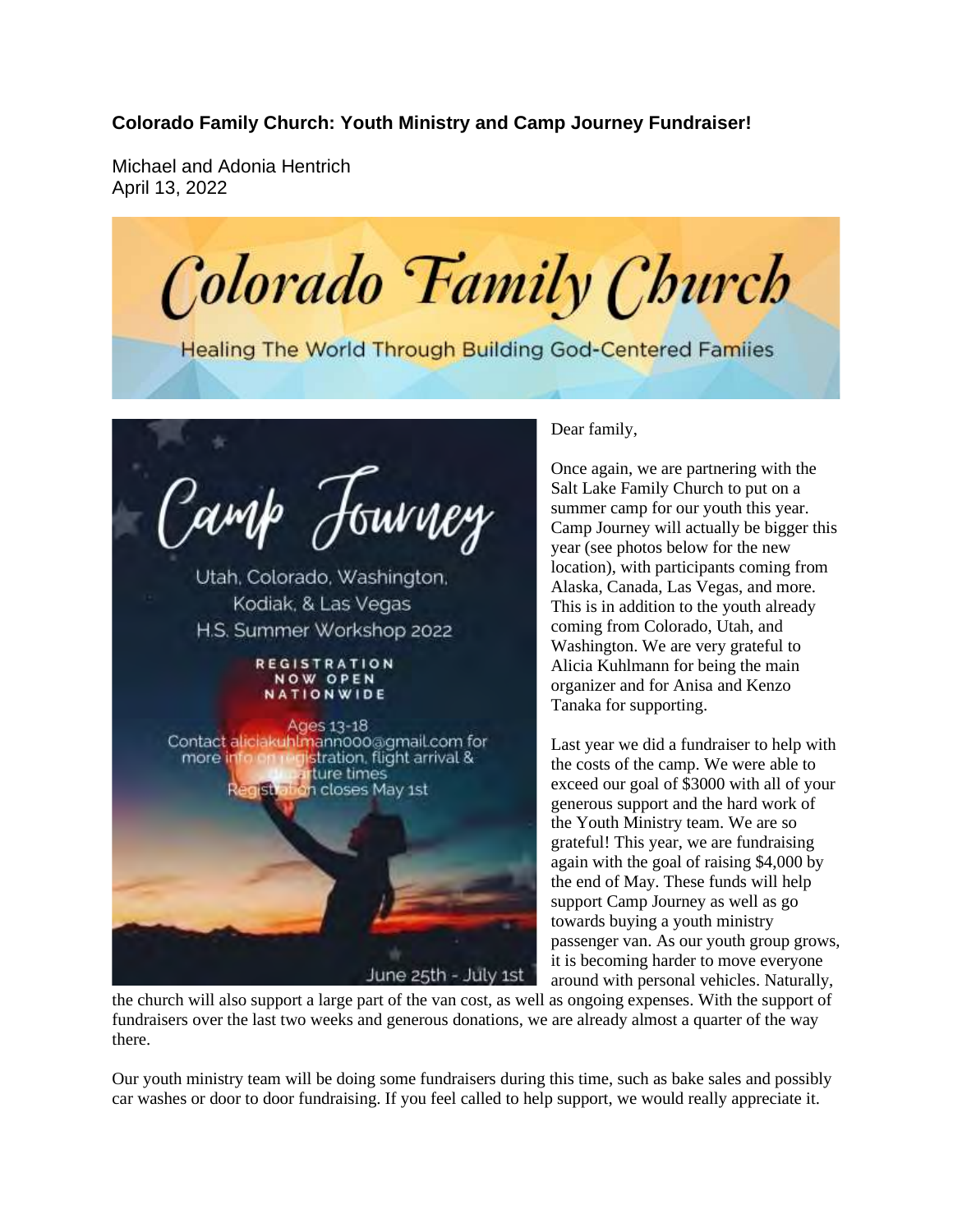# Colorado Family Church: Youth Ministry and Camp Journey Fundraiser!

Michael and Adonia Hentrich
April 13, 2022

Colorado Family Church

Healing The World Through Building God-Centered Famiies

Camp Journey

Utah, Colorado, Washington, Kodiak, & Las Vegas
H.S. Summer Workshop 2022

REGISTRATION NOW OPEN NATIONWIDE

Ages 13-18
Contact aliciakuhlmann000@gmail.com for more info on registration, flight arrival & departure times
Registration closes May 1st

June 25th - July 1st

Dear family,

Once again, we are partnering with the Salt Lake Family Church to put on a summer camp for our youth this year. Camp Journey will actually be bigger this year (see photos below for the new location), with participants coming from Alaska, Canada, Las Vegas, and more. This is in addition to the youth already coming from Colorado, Utah, and Washington. We are very grateful to Alicia Kuhlmann for being the main organizer and for Anisa and Kenzo Tanaka for supporting.

Last year we did a fundraiser to help with the costs of the camp. We were able to exceed our goal of $3000 with all of your generous support and the hard work of the Youth Ministry team. We are so grateful! This year, we are fundraising again with the goal of raising $4,000 by the end of May. These funds will help support Camp Journey as well as go towards buying a youth ministry passenger van. As our youth group grows, it is becoming harder to move everyone around with personal vehicles. Naturally, the church will also support a large part of the van cost, as well as ongoing expenses. With the support of fundraisers over the last two weeks and generous donations, we are already almost a quarter of the way there.

Our youth ministry team will be doing some fundraisers during this time, such as bake sales and possibly car washes or door to door fundraising. If you feel called to help support, we would really appreciate it.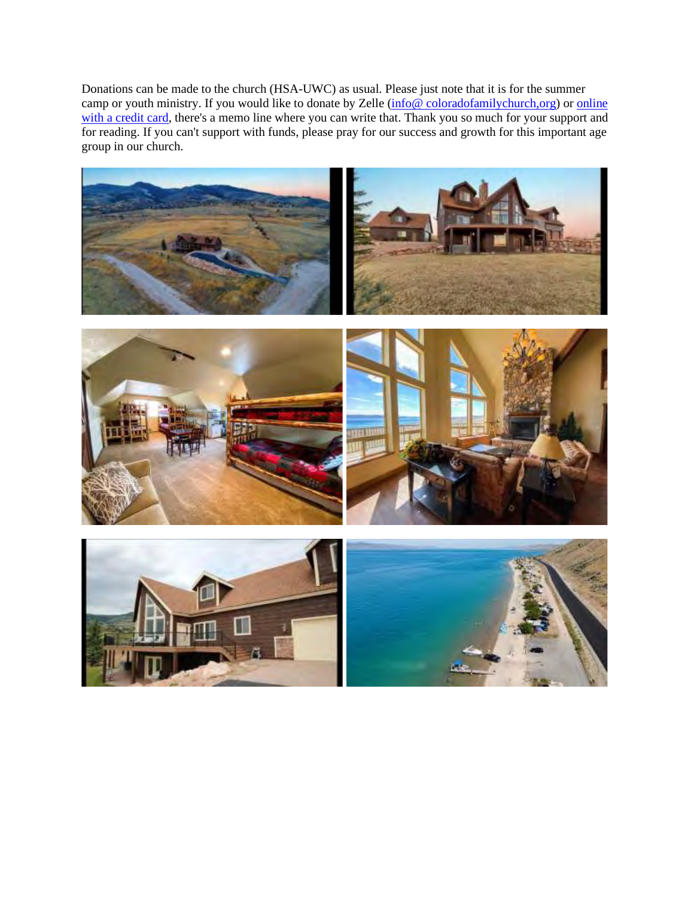Donations can be made to the church (HSA-UWC) as usual. Please just note that it is for the summer camp or youth ministry. If you would like to donate by Zelle (info@ coloradofamilychurch,org) or online with a credit card, there's a memo line where you can write that. Thank you so much for your support and for reading. If you can't support with funds, please pray for our success and growth for this important age group in our church.